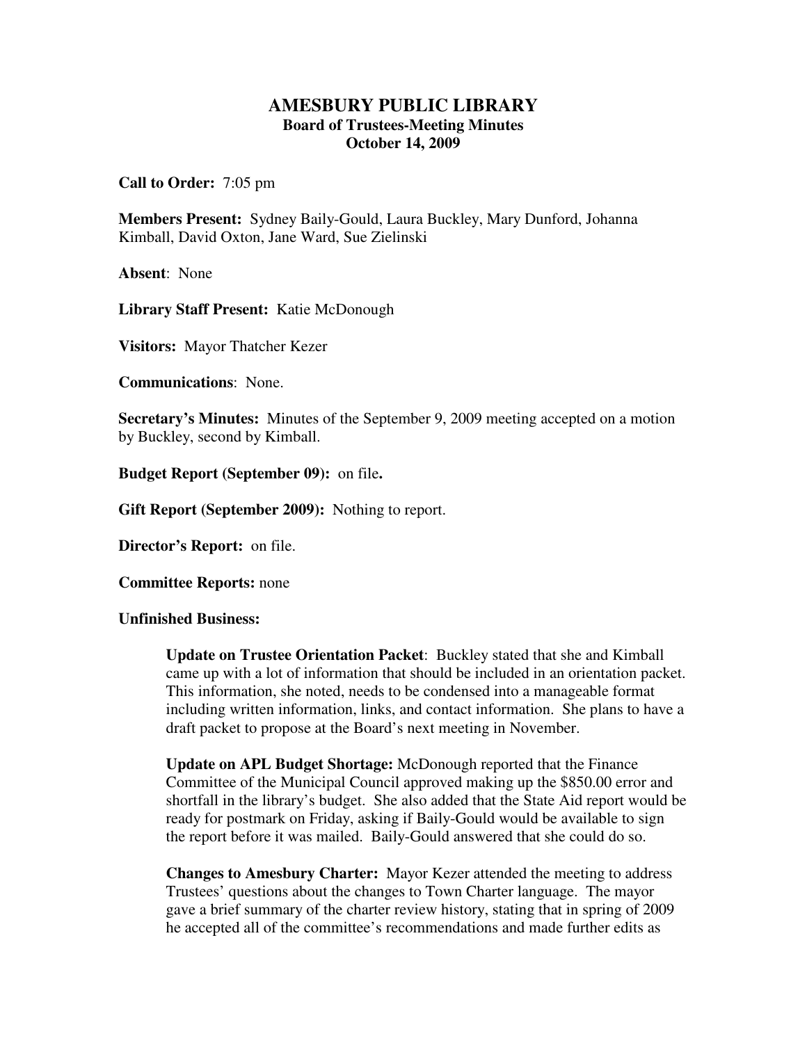# AMESBURY PUBLIC LIBRARY
## Board of Trustees-Meeting Minutes
## October 14, 2009

**Call to Order:** 7:05 pm

**Members Present:** Sydney Baily-Gould, Laura Buckley, Mary Dunford, Johanna Kimball, David Oxton, Jane Ward, Sue Zielinski

**Absent**: None

**Library Staff Present:** Katie McDonough

**Visitors:** Mayor Thatcher Kezer

**Communications**: None.

**Secretary's Minutes:** Minutes of the September 9, 2009 meeting accepted on a motion by Buckley, second by Kimball.

**Budget Report (September 09):** on file**.**

**Gift Report (September 2009):** Nothing to report.

**Director's Report:** on file.

**Committee Reports:** none

**Unfinished Business:**

**Update on Trustee Orientation Packet**: Buckley stated that she and Kimball came up with a lot of information that should be included in an orientation packet. This information, she noted, needs to be condensed into a manageable format including written information, links, and contact information. She plans to have a draft packet to propose at the Board's next meeting in November.

**Update on APL Budget Shortage:** McDonough reported that the Finance Committee of the Municipal Council approved making up the $850.00 error and shortfall in the library's budget. She also added that the State Aid report would be ready for postmark on Friday, asking if Baily-Gould would be available to sign the report before it was mailed. Baily-Gould answered that she could do so.

**Changes to Amesbury Charter:** Mayor Kezer attended the meeting to address Trustees' questions about the changes to Town Charter language. The mayor gave a brief summary of the charter review history, stating that in spring of 2009 he accepted all of the committee's recommendations and made further edits as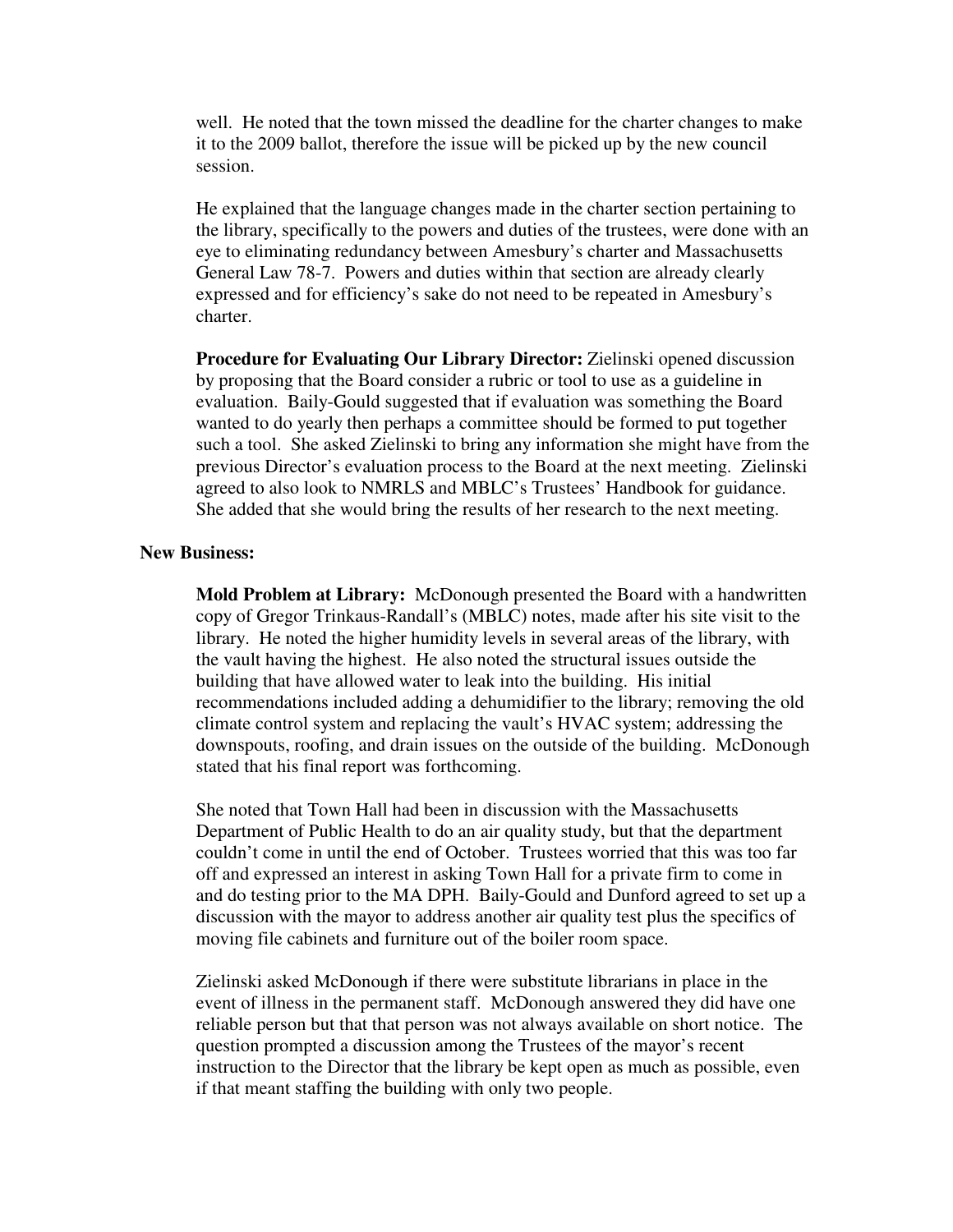well. He noted that the town missed the deadline for the charter changes to make it to the 2009 ballot, therefore the issue will be picked up by the new council session.

He explained that the language changes made in the charter section pertaining to the library, specifically to the powers and duties of the trustees, were done with an eye to eliminating redundancy between Amesbury's charter and Massachusetts General Law 78-7. Powers and duties within that section are already clearly expressed and for efficiency's sake do not need to be repeated in Amesbury's charter.

**Procedure for Evaluating Our Library Director:** Zielinski opened discussion by proposing that the Board consider a rubric or tool to use as a guideline in evaluation. Baily-Gould suggested that if evaluation was something the Board wanted to do yearly then perhaps a committee should be formed to put together such a tool. She asked Zielinski to bring any information she might have from the previous Director's evaluation process to the Board at the next meeting. Zielinski agreed to also look to NMRLS and MBLC's Trustees' Handbook for guidance. She added that she would bring the results of her research to the next meeting.

**New Business:**

**Mold Problem at Library:** McDonough presented the Board with a handwritten copy of Gregor Trinkaus-Randall's (MBLC) notes, made after his site visit to the library. He noted the higher humidity levels in several areas of the library, with the vault having the highest. He also noted the structural issues outside the building that have allowed water to leak into the building. His initial recommendations included adding a dehumidifier to the library; removing the old climate control system and replacing the vault's HVAC system; addressing the downspouts, roofing, and drain issues on the outside of the building. McDonough stated that his final report was forthcoming.

She noted that Town Hall had been in discussion with the Massachusetts Department of Public Health to do an air quality study, but that the department couldn't come in until the end of October. Trustees worried that this was too far off and expressed an interest in asking Town Hall for a private firm to come in and do testing prior to the MA DPH. Baily-Gould and Dunford agreed to set up a discussion with the mayor to address another air quality test plus the specifics of moving file cabinets and furniture out of the boiler room space.

Zielinski asked McDonough if there were substitute librarians in place in the event of illness in the permanent staff. McDonough answered they did have one reliable person but that that person was not always available on short notice. The question prompted a discussion among the Trustees of the mayor's recent instruction to the Director that the library be kept open as much as possible, even if that meant staffing the building with only two people.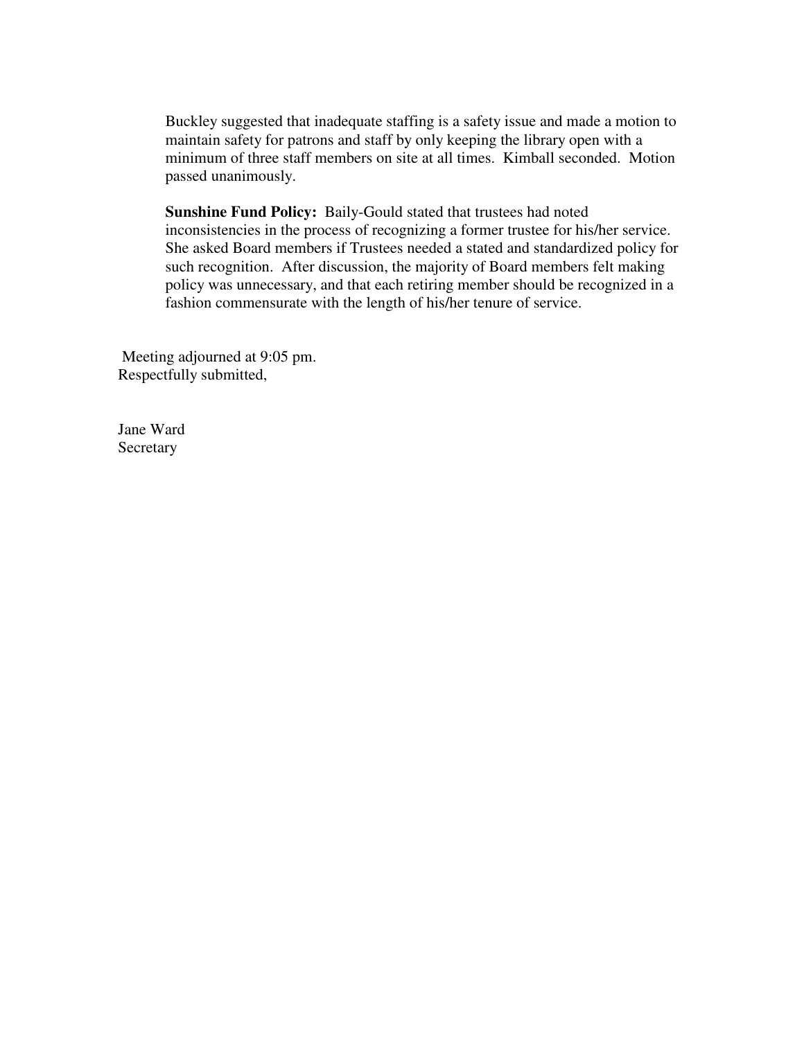Buckley suggested that inadequate staffing is a safety issue and made a motion to maintain safety for patrons and staff by only keeping the library open with a minimum of three staff members on site at all times. Kimball seconded. Motion passed unanimously.

**Sunshine Fund Policy:** Baily-Gould stated that trustees had noted inconsistencies in the process of recognizing a former trustee for his/her service. She asked Board members if Trustees needed a stated and standardized policy for such recognition. After discussion, the majority of Board members felt making policy was unnecessary, and that each retiring member should be recognized in a fashion commensurate with the length of his/her tenure of service.

Meeting adjourned at 9:05 pm.
Respectfully submitted,

Jane Ward
Secretary